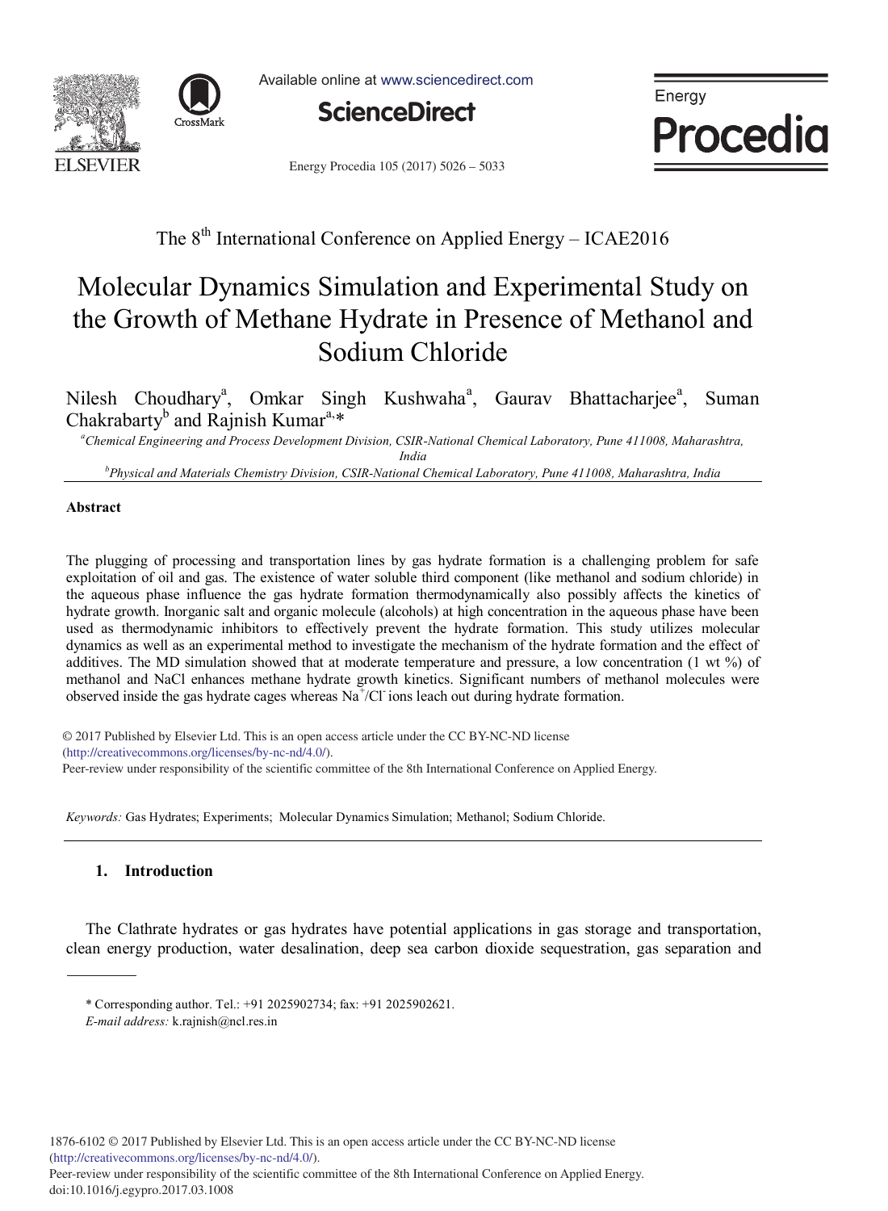The 8[th] International Conference on Applied Energy – ICAE2016

# Molecular Dynamics Simulation and Experimental Study on the Growth of Methane Hydrate in Presence of Methanol and Sodium Chloride

Nilesh Choudhary[a], Omkar Singh Kushwaha[a], Gaurav Bhattacharjee[a], Suman Chakrabarty[b] and Rajnish Kumar[a,*]

[a]*Chemical Engineering and Process Development Division, CSIR-National Chemical Laboratory, Pune 411008, Maharashtra, India*

[b]*Physical and Materials Chemistry Division, CSIR-National Chemical Laboratory, Pune 411008, Maharashtra, India*

## Abstract

The plugging of processing and transportation lines by gas hydrate formation is a challenging problem for safe exploitation of oil and gas. The existence of water soluble third component (like methanol and sodium chloride) in the aqueous phase influence the gas hydrate formation thermodynamically also possibly affects the kinetics of hydrate growth. Inorganic salt and organic molecule (alcohols) at high concentration in the aqueous phase have been used as thermodynamic inhibitors to effectively prevent the hydrate formation. This study utilizes molecular dynamics as well as an experimental method to investigate the mechanism of the hydrate formation and the effect of additives. The MD simulation showed that at moderate temperature and pressure, a low concentration (1 wt %) of methanol and NaCl enhances methane hydrate growth kinetics. Significant numbers of methanol molecules were observed inside the gas hydrate cages whereas $Na^+/Cl^-$ ions leach out during hydrate formation.

© 2017 Published by Elsevier Ltd. This is an open access article under the CC BY-NC-ND license (http://creativecommons.org/licenses/by-nc-nd/4.0/).
Peer-review under responsibility of the scientific committee of the 8th International Conference on Applied Energy.

*Keywords:* Gas Hydrates; Experiments; Molecular Dynamics Simulation; Methanol; Sodium Chloride.

## 1. Introduction

The Clathrate hydrates or gas hydrates have potential applications in gas storage and transportation, clean energy production, water desalination, deep sea carbon dioxide sequestration, gas separation and

\* Corresponding author. Tel.: +91 2025902734; fax: +91 2025902621.
*E-mail address:* k.rajnish@ncl.res.in

1876-6102 © 2017 Published by Elsevier Ltd. This is an open access article under the CC BY-NC-ND license (http://creativecommons.org/licenses/by-nc-nd/4.0/).
Peer-review under responsibility of the scientific committee of the 8th International Conference on Applied Energy.
doi:10.1016/j.egypro.2017.03.1008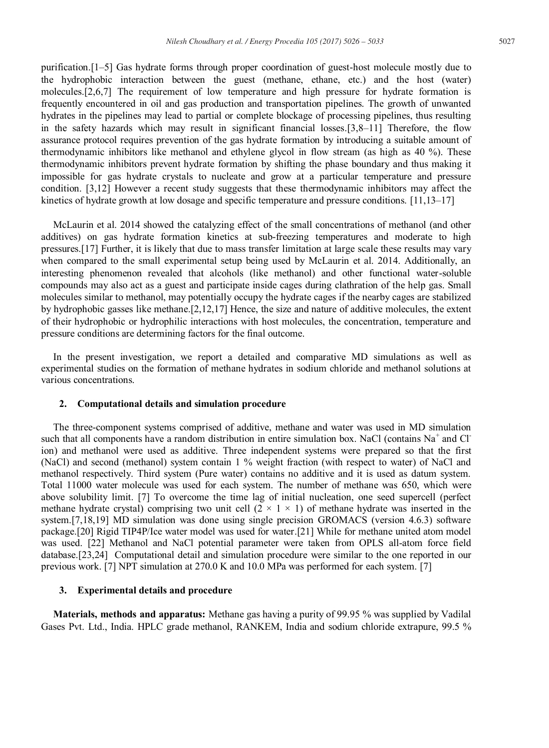purification.[1–5] Gas hydrate forms through proper coordination of guest-host molecule mostly due to the hydrophobic interaction between the guest (methane, ethane, etc.) and the host (water) molecules.[2,6,7] The requirement of low temperature and high pressure for hydrate formation is frequently encountered in oil and gas production and transportation pipelines. The growth of unwanted hydrates in the pipelines may lead to partial or complete blockage of processing pipelines, thus resulting in the safety hazards which may result in significant financial losses.[3,8–11] Therefore, the flow assurance protocol requires prevention of the gas hydrate formation by introducing a suitable amount of thermodynamic inhibitors like methanol and ethylene glycol in flow stream (as high as 40 %). These thermodynamic inhibitors prevent hydrate formation by shifting the phase boundary and thus making it impossible for gas hydrate crystals to nucleate and grow at a particular temperature and pressure condition. [3,12] However a recent study suggests that these thermodynamic inhibitors may affect the kinetics of hydrate growth at low dosage and specific temperature and pressure conditions. [11,13–17]

McLaurin et al. 2014 showed the catalyzing effect of the small concentrations of methanol (and other additives) on gas hydrate formation kinetics at sub-freezing temperatures and moderate to high pressures.[17] Further, it is likely that due to mass transfer limitation at large scale these results may vary when compared to the small experimental setup being used by McLaurin et al. 2014. Additionally, an interesting phenomenon revealed that alcohols (like methanol) and other functional water-soluble compounds may also act as a guest and participate inside cages during clathration of the help gas. Small molecules similar to methanol, may potentially occupy the hydrate cages if the nearby cages are stabilized by hydrophobic gasses like methane.[2,12,17] Hence, the size and nature of additive molecules, the extent of their hydrophobic or hydrophilic interactions with host molecules, the concentration, temperature and pressure conditions are determining factors for the final outcome.

In the present investigation, we report a detailed and comparative MD simulations as well as experimental studies on the formation of methane hydrates in sodium chloride and methanol solutions at various concentrations.

## 2. Computational details and simulation procedure

The three-component systems comprised of additive, methane and water was used in MD simulation such that all components have a random distribution in entire simulation box. NaCl (contains $Na^+$ and $Cl^-$ ion) and methanol were used as additive. Three independent systems were prepared so that the first (NaCl) and second (methanol) system contain 1 % weight fraction (with respect to water) of NaCl and methanol respectively. Third system (Pure water) contains no additive and it is used as datum system. Total 11000 water molecule was used for each system. The number of methane was 650, which were above solubility limit. [7] To overcome the time lag of initial nucleation, one seed supercell (perfect methane hydrate crystal) comprising two unit cell ($2 \times 1 \times 1$) of methane hydrate was inserted in the system.[7,18,19] MD simulation was done using single precision GROMACS (version 4.6.3) software package.[20] Rigid TIP4P/Ice water model was used for water.[21] While for methane united atom model was used. [22] Methanol and NaCl potential parameter were taken from OPLS all-atom force field database.[23,24] Computational detail and simulation procedure were similar to the one reported in our previous work. [7] NPT simulation at 270.0 K and 10.0 MPa was performed for each system. [7]

## 3. Experimental details and procedure

**Materials, methods and apparatus:** Methane gas having a purity of 99.95 % was supplied by Vadilal Gases Pvt. Ltd., India. HPLC grade methanol, RANKEM, India and sodium chloride extrapure, 99.5 %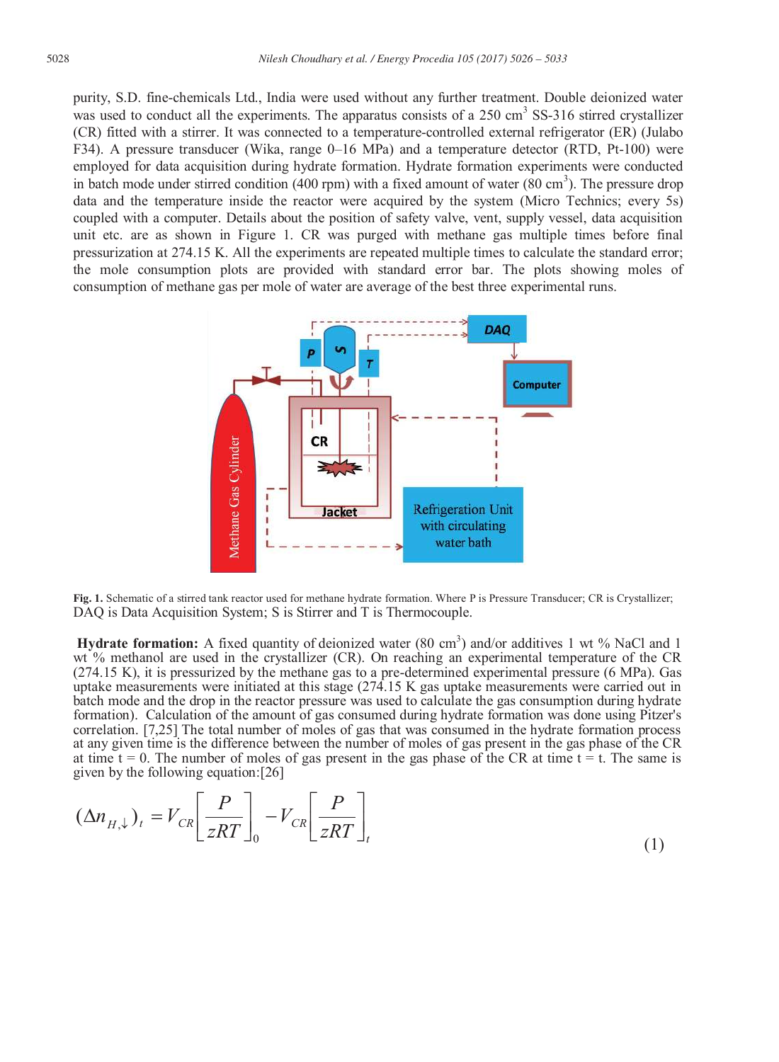purity, S.D. fine-chemicals Ltd., India were used without any further treatment. Double deionized water was used to conduct all the experiments. The apparatus consists of a 250 cm$^3$ SS-316 stirred crystallizer (CR) fitted with a stirrer. It was connected to a temperature-controlled external refrigerator (ER) (Julabo F34). A pressure transducer (Wika, range 0–16 MPa) and a temperature detector (RTD, Pt-100) were employed for data acquisition during hydrate formation. Hydrate formation experiments were conducted in batch mode under stirred condition (400 rpm) with a fixed amount of water (80 cm$^3$). The pressure drop data and the temperature inside the reactor were acquired by the system (Micro Technics; every 5s) coupled with a computer. Details about the position of safety valve, vent, supply vessel, data acquisition unit etc. are as shown in Figure 1. CR was purged with methane gas multiple times before final pressurization at 274.15 K. All the experiments are repeated multiple times to calculate the standard error; the mole consumption plots are provided with standard error bar. The plots showing moles of consumption of methane gas per mole of water are average of the best three experimental runs.

**Fig. 1.** Schematic of a stirred tank reactor used for methane hydrate formation. Where P is Pressure Transducer; CR is Crystallizer; DAQ is Data Acquisition System; S is Stirrer and T is Thermocouple.

**Hydrate formation:** A fixed quantity of deionized water (80 cm$^3$) and/or additives 1 wt % NaCl and 1 wt % methanol are used in the crystallizer (CR). On reaching an experimental temperature of the CR (274.15 K), it is pressurized by the methane gas to a pre-determined experimental pressure (6 MPa). Gas uptake measurements were initiated at this stage (274.15 K gas uptake measurements were carried out in batch mode and the drop in the reactor pressure was used to calculate the gas consumption during hydrate formation). Calculation of the amount of gas consumed during hydrate formation was done using Pitzer's correlation. [7,25] The total number of moles of gas that was consumed in the hydrate formation process at any given time is the difference between the number of moles of gas present in the gas phase of the CR at time t = 0. The number of moles of gas present in the gas phase of the CR at time t = t. The same is given by the following equation:[26]

$$(\Delta n_{H,\downarrow})_t = V_{CR}\left[\frac{P}{zRT}\right]_0 - V_{CR}\left[\frac{P}{zRT}\right]_t \tag{1}$$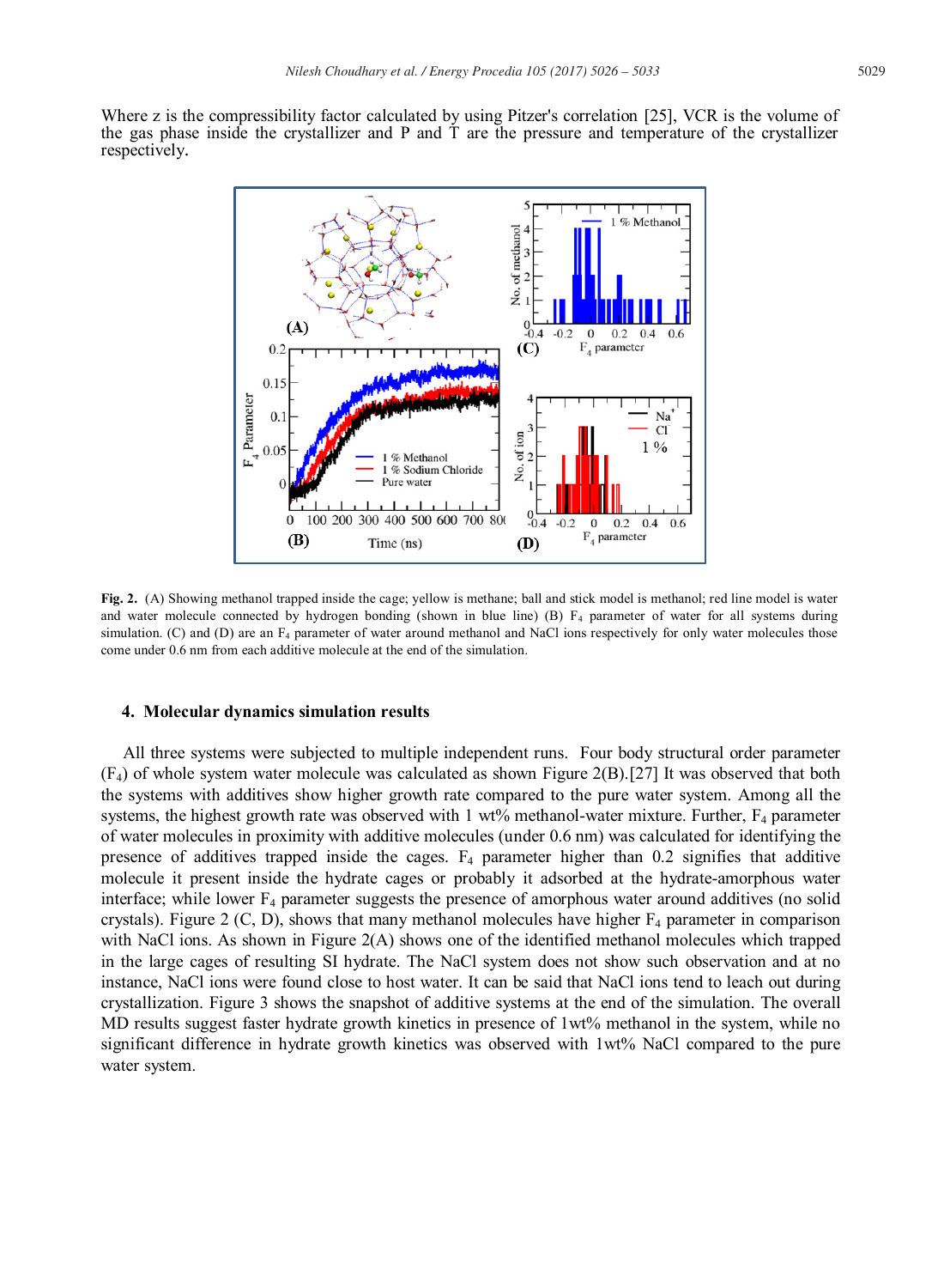Where z is the compressibility factor calculated by using Pitzer's correlation [25], VCR is the volume of the gas phase inside the crystallizer and P and T are the pressure and temperature of the crystallizer respectively.

**Fig. 2.** (A) Showing methanol trapped inside the cage; yellow is methane; ball and stick model is methanol; red line model is water and water molecule connected by hydrogen bonding (shown in blue line) (B) $F_4$ parameter of water for all systems during simulation. (C) and (D) are an $F_4$ parameter of water around methanol and NaCl ions respectively for only water molecules those come under 0.6 nm from each additive molecule at the end of the simulation.

## 4. Molecular dynamics simulation results

All three systems were subjected to multiple independent runs. Four body structural order parameter ($F_4$) of whole system water molecule was calculated as shown Figure 2(B).[27] It was observed that both the systems with additives show higher growth rate compared to the pure water system. Among all the systems, the highest growth rate was observed with 1 wt% methanol-water mixture. Further, $F_4$ parameter of water molecules in proximity with additive molecules (under 0.6 nm) was calculated for identifying the presence of additives trapped inside the cages. $F_4$ parameter higher than 0.2 signifies that additive molecule it present inside the hydrate cages or probably it adsorbed at the hydrate-amorphous water interface; while lower $F_4$ parameter suggests the presence of amorphous water around additives (no solid crystals). Figure 2 (C, D), shows that many methanol molecules have higher $F_4$ parameter in comparison with NaCl ions. As shown in Figure 2(A) shows one of the identified methanol molecules which trapped in the large cages of resulting SI hydrate. The NaCl system does not show such observation and at no instance, NaCl ions were found close to host water. It can be said that NaCl ions tend to leach out during crystallization. Figure 3 shows the snapshot of additive systems at the end of the simulation. The overall MD results suggest faster hydrate growth kinetics in presence of 1wt% methanol in the system, while no significant difference in hydrate growth kinetics was observed with 1wt% NaCl compared to the pure water system.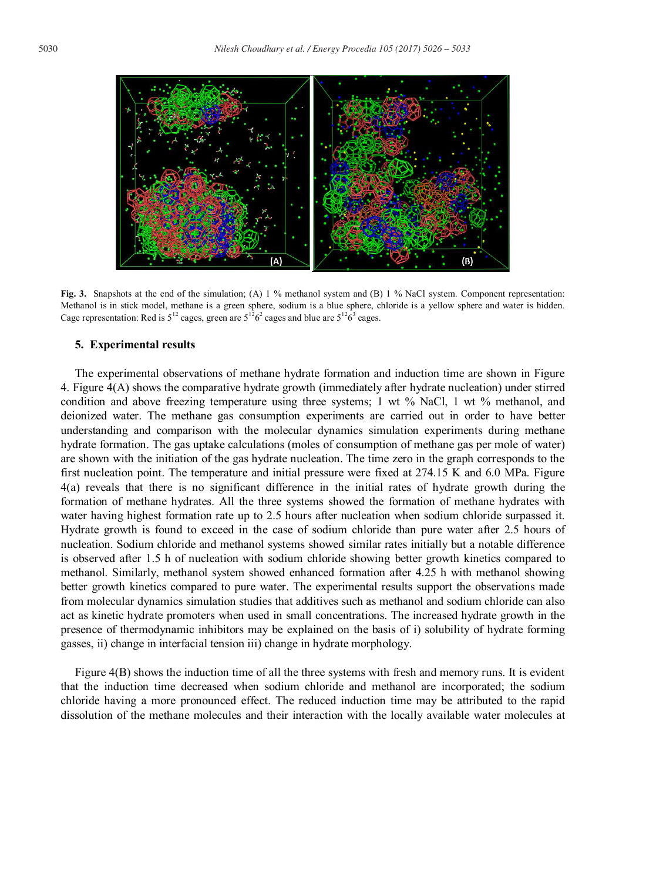Fig. 3. Snapshots at the end of the simulation; (A) 1 % methanol system and (B) 1 % NaCl system. Component representation: Methanol is in stick model, methane is a green sphere, sodium is a blue sphere, chloride is a yellow sphere and water is hidden. Cage representation: Red is $5^{12}$ cages, green are $5^{12}6^{2}$ cages and blue are $5^{12}6^{3}$ cages.

## 5. Experimental results

The experimental observations of methane hydrate formation and induction time are shown in Figure 4. Figure 4(A) shows the comparative hydrate growth (immediately after hydrate nucleation) under stirred condition and above freezing temperature using three systems; 1 wt % NaCl, 1 wt % methanol, and deionized water. The methane gas consumption experiments are carried out in order to have better understanding and comparison with the molecular dynamics simulation experiments during methane hydrate formation. The gas uptake calculations (moles of consumption of methane gas per mole of water) are shown with the initiation of the gas hydrate nucleation. The time zero in the graph corresponds to the first nucleation point. The temperature and initial pressure were fixed at 274.15 K and 6.0 MPa. Figure 4(a) reveals that there is no significant difference in the initial rates of hydrate growth during the formation of methane hydrates. All the three systems showed the formation of methane hydrates with water having highest formation rate up to 2.5 hours after nucleation when sodium chloride surpassed it. Hydrate growth is found to exceed in the case of sodium chloride than pure water after 2.5 hours of nucleation. Sodium chloride and methanol systems showed similar rates initially but a notable difference is observed after 1.5 h of nucleation with sodium chloride showing better growth kinetics compared to methanol. Similarly, methanol system showed enhanced formation after 4.25 h with methanol showing better growth kinetics compared to pure water. The experimental results support the observations made from molecular dynamics simulation studies that additives such as methanol and sodium chloride can also act as kinetic hydrate promoters when used in small concentrations. The increased hydrate growth in the presence of thermodynamic inhibitors may be explained on the basis of i) solubility of hydrate forming gasses, ii) change in interfacial tension iii) change in hydrate morphology.

Figure 4(B) shows the induction time of all the three systems with fresh and memory runs. It is evident that the induction time decreased when sodium chloride and methanol are incorporated; the sodium chloride having a more pronounced effect. The reduced induction time may be attributed to the rapid dissolution of the methane molecules and their interaction with the locally available water molecules at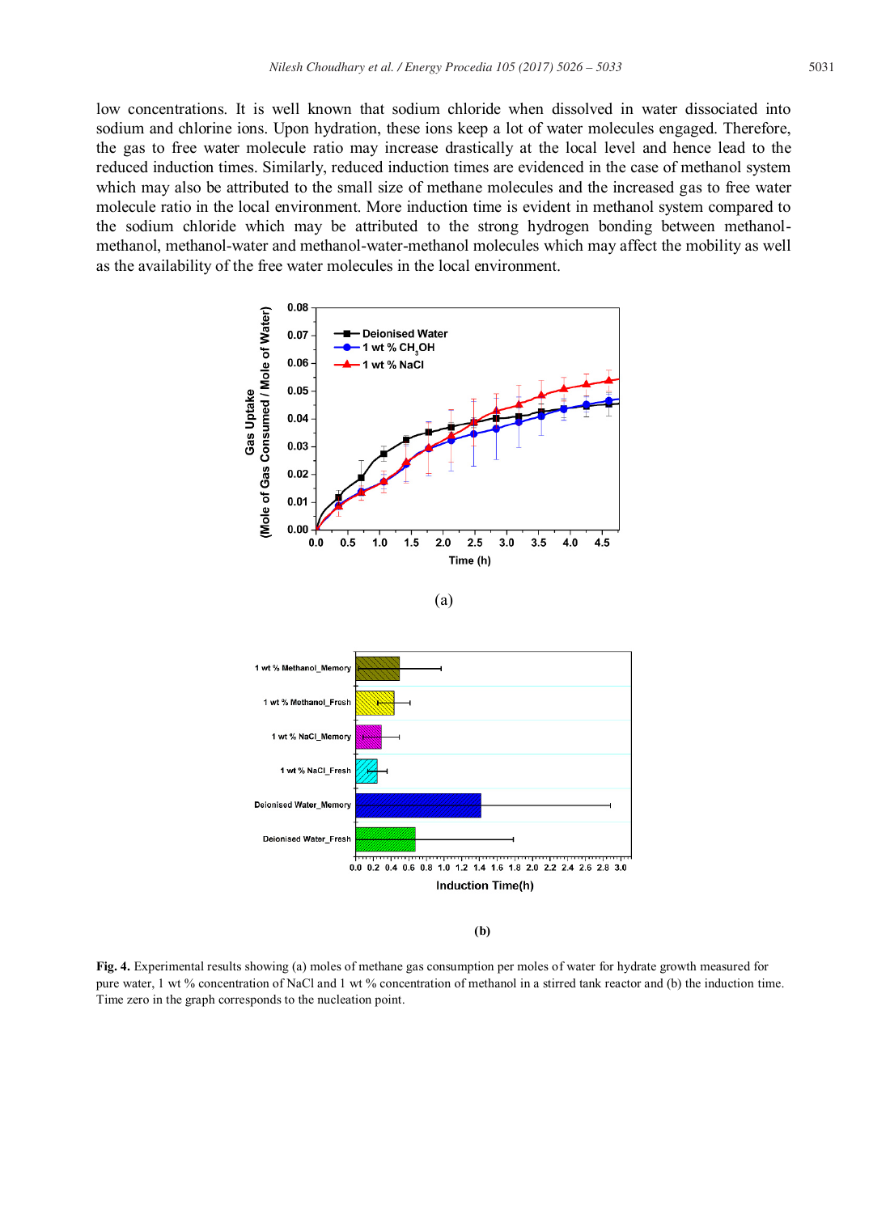low concentrations. It is well known that sodium chloride when dissolved in water dissociated into sodium and chlorine ions. Upon hydration, these ions keep a lot of water molecules engaged. Therefore, the gas to free water molecule ratio may increase drastically at the local level and hence lead to the reduced induction times. Similarly, reduced induction times are evidenced in the case of methanol system which may also be attributed to the small size of methane molecules and the increased gas to free water molecule ratio in the local environment. More induction time is evident in methanol system compared to the sodium chloride which may be attributed to the strong hydrogen bonding between methanol-methanol, methanol-water and methanol-water-methanol molecules which may affect the mobility as well as the availability of the free water molecules in the local environment.

(a)

(b)

**Fig. 4.** Experimental results showing (a) moles of methane gas consumption per moles of water for hydrate growth measured for pure water, 1 wt % concentration of NaCl and 1 wt % concentration of methanol in a stirred tank reactor and (b) the induction time. Time zero in the graph corresponds to the nucleation point.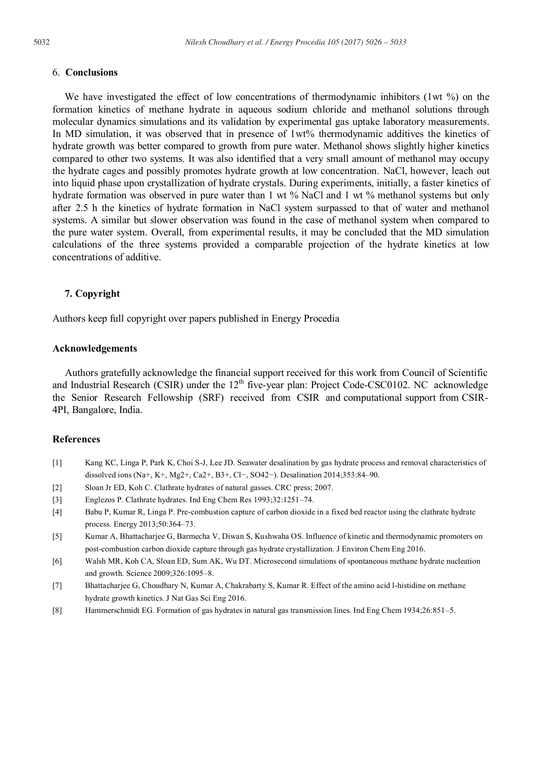## 6. Conclusions

We have investigated the effect of low concentrations of thermodynamic inhibitors (1wt %) on the formation kinetics of methane hydrate in aqueous sodium chloride and methanol solutions through molecular dynamics simulations and its validation by experimental gas uptake laboratory measurements. In MD simulation, it was observed that in presence of 1wt% thermodynamic additives the kinetics of hydrate growth was better compared to growth from pure water. Methanol shows slightly higher kinetics compared to other two systems. It was also identified that a very small amount of methanol may occupy the hydrate cages and possibly promotes hydrate growth at low concentration. NaCl, however, leach out into liquid phase upon crystallization of hydrate crystals. During experiments, initially, a faster kinetics of hydrate formation was observed in pure water than 1 wt % NaCl and 1 wt % methanol systems but only after 2.5 h the kinetics of hydrate formation in NaCl system surpassed to that of water and methanol systems. A similar but slower observation was found in the case of methanol system when compared to the pure water system. Overall, from experimental results, it may be concluded that the MD simulation calculations of the three systems provided a comparable projection of the hydrate kinetics at low concentrations of additive.

## 7. Copyright

Authors keep full copyright over papers published in Energy Procedia

## Acknowledgements

Authors gratefully acknowledge the financial support received for this work from Council of Scientific and Industrial Research (CSIR) under the 12$^{th}$ five-year plan: Project Code-CSC0102. NC acknowledge the Senior Research Fellowship (SRF) received from CSIR and computational support from CSIR-4PI, Bangalore, India.

## References

[1] Kang KC, Linga P, Park K, Choi S-J, Lee JD. Seawater desalination by gas hydrate process and removal characteristics of dissolved ions ($Na^+$, $K^+$, $Mg^{2+}$, $Ca^{2+}$, $B^{3+}$, $Cl^-$, $SO_4^{2-}$). Desalination 2014;353:84–90.

[2] Sloan Jr ED, Koh C. Clathrate hydrates of natural gasses. CRC press; 2007.

[3] Englezos P. Clathrate hydrates. Ind Eng Chem Res 1993;32:1251–74.

[4] Babu P, Kumar R, Linga P. Pre-combustion capture of carbon dioxide in a fixed bed reactor using the clathrate hydrate process. Energy 2013;50:364–73.

[5] Kumar A, Bhattacharjee G, Barmecha V, Diwan S, Kushwaha OS. Influence of kinetic and thermodynamic promoters on post-combustion carbon dioxide capture through gas hydrate crystallization. J Environ Chem Eng 2016.

[6] Walsh MR, Koh CA, Sloan ED, Sum AK, Wu DT. Microsecond simulations of spontaneous methane hydrate nucleation and growth. Science 2009;326:1095–8.

[7] Bhattacharjee G, Choudhary N, Kumar A, Chakrabarty S, Kumar R. Effect of the amino acid l-histidine on methane hydrate growth kinetics. J Nat Gas Sci Eng 2016.

[8] Hammerschmidt EG. Formation of gas hydrates in natural gas transmission lines. Ind Eng Chem 1934;26:851–5.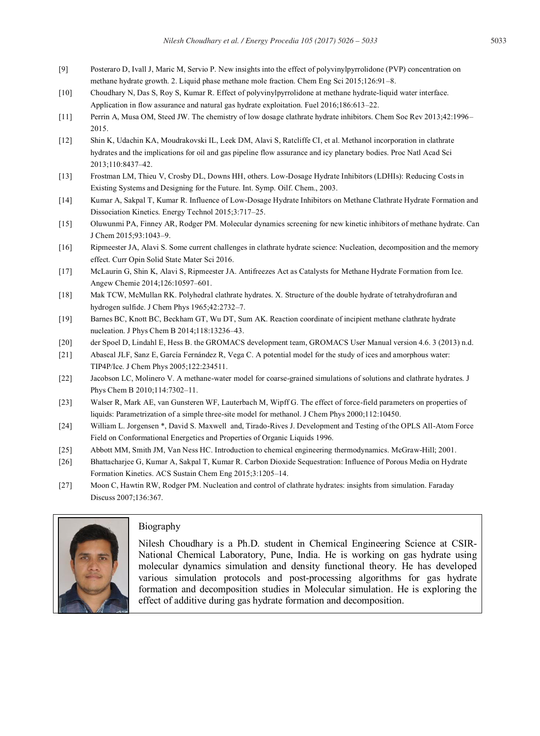[9] Posteraro D, Ivall J, Maric M, Servio P. New insights into the effect of polyvinylpyrrolidone (PVP) concentration on methane hydrate growth. 2. Liquid phase methane mole fraction. Chem Eng Sci 2015;126:91–8.

[10] Choudhary N, Das S, Roy S, Kumar R. Effect of polyvinylpyrrolidone at methane hydrate-liquid water interface. Application in flow assurance and natural gas hydrate exploitation. Fuel 2016;186:613–22.

[11] Perrin A, Musa OM, Steed JW. The chemistry of low dosage clathrate hydrate inhibitors. Chem Soc Rev 2013;42:1996–2015.

[12] Shin K, Udachin KA, Moudrakovski IL, Leek DM, Alavi S, Ratcliffe CI, et al. Methanol incorporation in clathrate hydrates and the implications for oil and gas pipeline flow assurance and icy planetary bodies. Proc Natl Acad Sci 2013;110:8437–42.

[13] Frostman LM, Thieu V, Crosby DL, Downs HH, others. Low-Dosage Hydrate Inhibitors (LDHIs): Reducing Costs in Existing Systems and Designing for the Future. Int. Symp. Oilf. Chem., 2003.

[14] Kumar A, Sakpal T, Kumar R. Influence of Low-Dosage Hydrate Inhibitors on Methane Clathrate Hydrate Formation and Dissociation Kinetics. Energy Technol 2015;3:717–25.

[15] Oluwunmi PA, Finney AR, Rodger PM. Molecular dynamics screening for new kinetic inhibitors of methane hydrate. Can J Chem 2015;93:1043–9.

[16] Ripmeester JA, Alavi S. Some current challenges in clathrate hydrate science: Nucleation, decomposition and the memory effect. Curr Opin Solid State Mater Sci 2016.

[17] McLaurin G, Shin K, Alavi S, Ripmeester JA. Antifreezes Act as Catalysts for Methane Hydrate Formation from Ice. Angew Chemie 2014;126:10597–601.

[18] Mak TCW, McMullan RK. Polyhedral clathrate hydrates. X. Structure of the double hydrate of tetrahydrofuran and hydrogen sulfide. J Chem Phys 1965;42:2732–7.

[19] Barnes BC, Knott BC, Beckham GT, Wu DT, Sum AK. Reaction coordinate of incipient methane clathrate hydrate nucleation. J Phys Chem B 2014;118:13236–43.

[20] der Spoel D, Lindahl E, Hess B. the GROMACS development team, GROMACS User Manual version 4.6. 3 (2013) n.d.

[21] Abascal JLF, Sanz E, García Fernández R, Vega C. A potential model for the study of ices and amorphous water: TIP4P/Ice. J Chem Phys 2005;122:234511.

[22] Jacobson LC, Molinero V. A methane-water model for coarse-grained simulations of solutions and clathrate hydrates. J Phys Chem B 2010;114:7302–11.

[23] Walser R, Mark AE, van Gunsteren WF, Lauterbach M, Wipff G. The effect of force-field parameters on properties of liquids: Parametrization of a simple three-site model for methanol. J Chem Phys 2000;112:10450.

[24] William L. Jorgensen *, David S. Maxwell and, Tirado-Rives J. Development and Testing of the OPLS All-Atom Force Field on Conformational Energetics and Properties of Organic Liquids 1996.

[25] Abbott MM, Smith JM, Van Ness HC. Introduction to chemical engineering thermodynamics. McGraw-Hill; 2001.

[26] Bhattacharjee G, Kumar A, Sakpal T, Kumar R. Carbon Dioxide Sequestration: Influence of Porous Media on Hydrate Formation Kinetics. ACS Sustain Chem Eng 2015;3:1205–14.

[27] Moon C, Hawtin RW, Rodger PM. Nucleation and control of clathrate hydrates: insights from simulation. Faraday Discuss 2007;136:367.

## Biography

Nilesh Choudhary is a Ph.D. student in Chemical Engineering Science at CSIR-National Chemical Laboratory, Pune, India. He is working on gas hydrate using molecular dynamics simulation and density functional theory. He has developed various simulation protocols and post-processing algorithms for gas hydrate formation and decomposition studies in Molecular simulation. He is exploring the effect of additive during gas hydrate formation and decomposition.